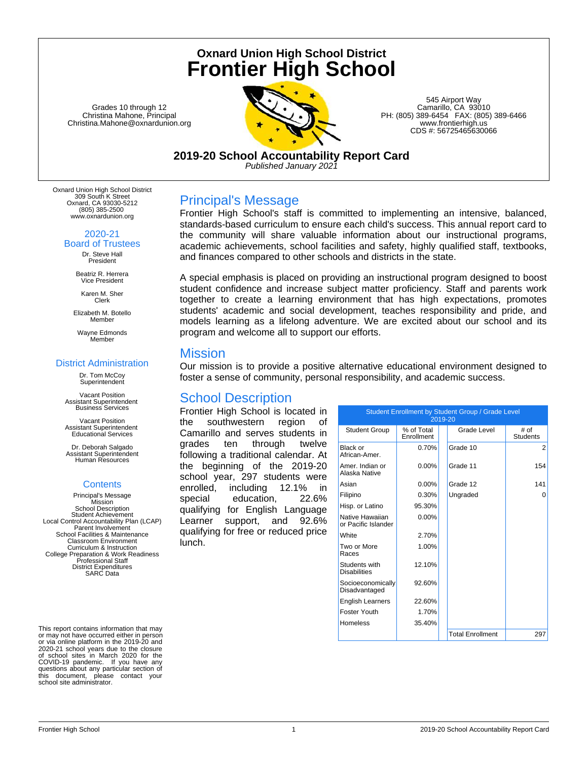# Oxnard Union High School District
# Frontier High School

Grades 10 through 12
Christina Mahone, Principal
Christina.Mahone@oxnardunion.org

545 Airport Way
Camarillo, CA 93010
PH: (805) 389-6454 FAX: (805) 389-6466
www.frontierhigh.us
CDS #: 56725465630066

## 2019-20 School Accountability Report Card

*Published January 2021*

Oxnard Union High School District
309 South K Street
Oxnard, CA 93030-5212
(805) 385-2500
www.oxnardunion.org

### 2020-21 Board of Trustees

Dr. Steve Hall
President

Beatriz R. Herrera
Vice President

Karen M. Sher
Clerk

Elizabeth M. Botello
Member

Wayne Edmonds
Member

### District Administration

Dr. Tom McCoy
Superintendent

Vacant Position
Assistant Superintendent
Business Services

Vacant Position
Assistant Superintendent
Educational Services

Dr. Deborah Salgado
Assistant Superintendent
Human Resources

### Contents

Principal's Message
Mission
School Description
Student Achievement
Local Control Accountability Plan (LCAP)
Parent Involvement
School Facilities & Maintenance
Classroom Environment
Curriculum & Instruction
College Preparation & Work Readiness
Professional Staff
District Expenditures
SARC Data

This report contains information that may or may not have occurred either in person or via online platform in the 2019-20 and 2020-21 school years due to the closure of school sites in March 2020 for the COVID-19 pandemic. If you have any questions about any particular section of this document, please contact your school site administrator.

## Principal's Message

Frontier High School's staff is committed to implementing an intensive, balanced, standards-based curriculum to ensure each child's success. This annual report card to the community will share valuable information about our instructional programs, academic achievements, school facilities and safety, highly qualified staff, textbooks, and finances compared to other schools and districts in the state.

A special emphasis is placed on providing an instructional program designed to boost student confidence and increase subject matter proficiency. Staff and parents work together to create a learning environment that has high expectations, promotes students' academic and social development, teaches responsibility and pride, and models learning as a lifelong adventure. We are excited about our school and its program and welcome all to support our efforts.

## Mission

Our mission is to provide a positive alternative educational environment designed to foster a sense of community, personal responsibility, and academic success.

## School Description

Frontier High School is located in the southwestern region of Camarillo and serves students in grades ten through twelve following a traditional calendar. At the beginning of the 2019-20 school year, 297 students were enrolled, including 12.1% in special education, 22.6% qualifying for English Language Learner support, and 92.6% qualifying for free or reduced price lunch.

| Student Enrollment by Student Group / Grade Level 2019-20 | | | |
|---|---|---|---|
| Student Group | % of Total Enrollment | Grade Level | # of Students |
| Black or African-Amer. | 0.70% | Grade 10 | 2 |
| Amer. Indian or Alaska Native | 0.00% | Grade 11 | 154 |
| Asian | 0.00% | Grade 12 | 141 |
| Filipino | 0.30% | Ungraded | 0 |
| Hisp. or Latino | 95.30% | | |
| Native Hawaiian or Pacific Islander | 0.00% | | |
| White | 2.70% | | |
| Two or More Races | 1.00% | | |
| Students with Disabilities | 12.10% | | |
| Socioeconomically Disadvantaged | 92.60% | | |
| English Learners | 22.60% | | |
| Foster Youth | 1.70% | | |
| Homeless | 35.40% | | |
| | | Total Enrollment | 297 |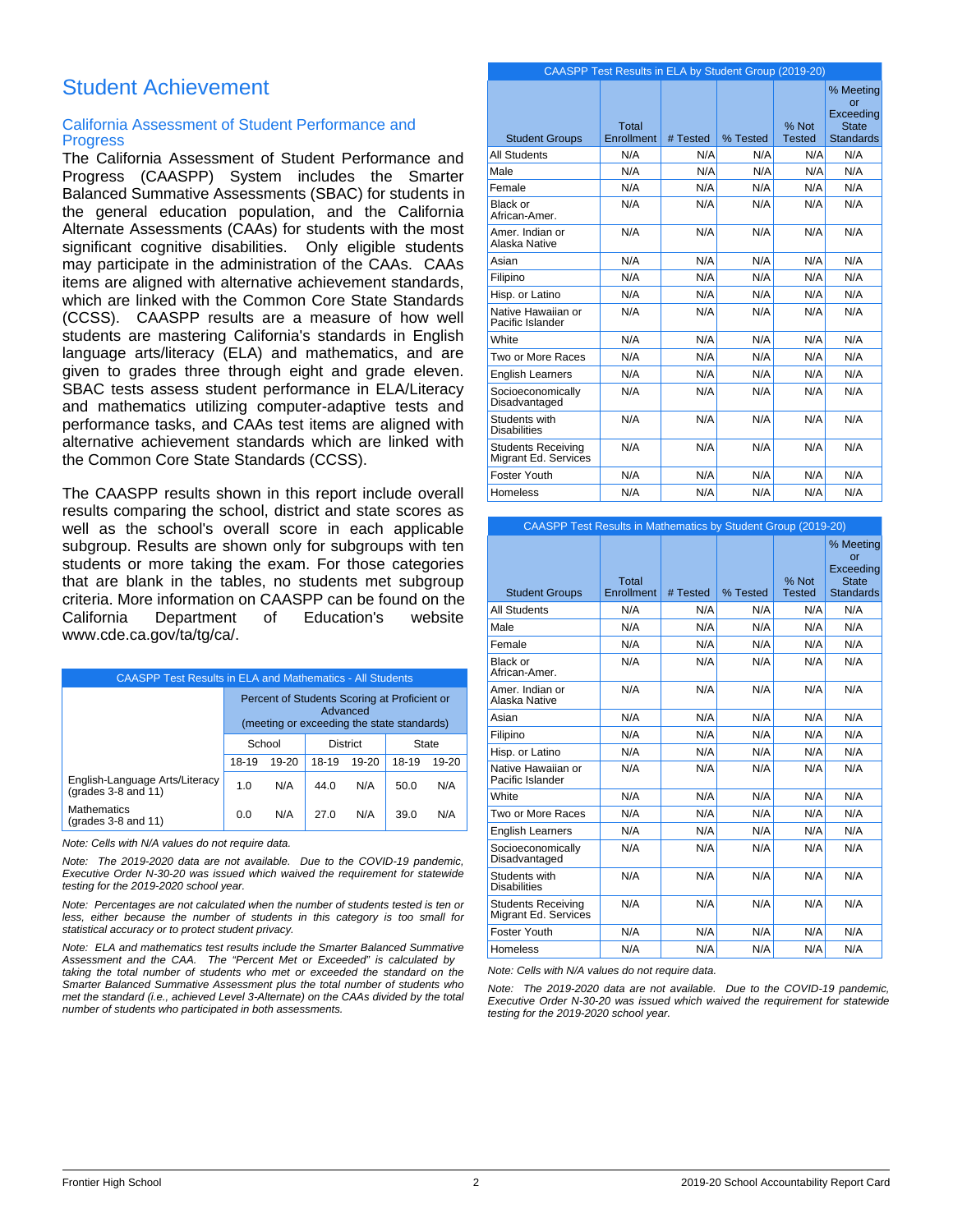# Student Achievement

## California Assessment of Student Performance and Progress

The California Assessment of Student Performance and Progress (CAASPP) System includes the Smarter Balanced Summative Assessments (SBAC) for students in the general education population, and the California Alternate Assessments (CAAs) for students with the most significant cognitive disabilities. Only eligible students may participate in the administration of the CAAs. CAAs items are aligned with alternative achievement standards, which are linked with the Common Core State Standards (CCSS). CAASPP results are a measure of how well students are mastering California's standards in English language arts/literacy (ELA) and mathematics, and are given to grades three through eight and grade eleven. SBAC tests assess student performance in ELA/Literacy and mathematics utilizing computer-adaptive tests and performance tasks, and CAAs test items are aligned with alternative achievement standards which are linked with the Common Core State Standards (CCSS).

The CAASPP results shown in this report include overall results comparing the school, district and state scores as well as the school's overall score in each applicable subgroup. Results are shown only for subgroups with ten students or more taking the exam. For those categories that are blank in the tables, no students met subgroup criteria. More information on CAASPP can be found on the California Department of Education's website www.cde.ca.gov/ta/tg/ca/.

**CAASPP Test Results in ELA and Mathematics - All Students**

| | Percent of Students Scoring at Proficient or Advanced (meeting or exceeding the state standards) | | | | | |
|---|---|---|---|---|---|---|
| | School | | District | | State | |
| | 18-19 | 19-20 | 18-19 | 19-20 | 18-19 | 19-20 |
| English-Language Arts/Literacy (grades 3-8 and 11) | 1.0 | N/A | 44.0 | N/A | 50.0 | N/A |
| Mathematics (grades 3-8 and 11) | 0.0 | N/A | 27.0 | N/A | 39.0 | N/A |

*Note: Cells with N/A values do not require data.*

*Note: The 2019-2020 data are not available. Due to the COVID-19 pandemic, Executive Order N-30-20 was issued which waived the requirement for statewide testing for the 2019-2020 school year.*

*Note: Percentages are not calculated when the number of students tested is ten or less, either because the number of students in this category is too small for statistical accuracy or to protect student privacy.*

*Note: ELA and mathematics test results include the Smarter Balanced Summative Assessment and the CAA. The "Percent Met or Exceeded" is calculated by taking the total number of students who met or exceeded the standard on the Smarter Balanced Summative Assessment plus the total number of students who met the standard (i.e., achieved Level 3-Alternate) on the CAAs divided by the total number of students who participated in both assessments.*

**CAASPP Test Results in ELA by Student Group (2019-20)**

| Student Groups | Total Enrollment | # Tested | % Tested | % Not Tested | % Meeting or Exceeding State Standards |
|---|---|---|---|---|---|
| All Students | N/A | N/A | N/A | N/A | N/A |
| Male | N/A | N/A | N/A | N/A | N/A |
| Female | N/A | N/A | N/A | N/A | N/A |
| Black or African-Amer. | N/A | N/A | N/A | N/A | N/A |
| Amer. Indian or Alaska Native | N/A | N/A | N/A | N/A | N/A |
| Asian | N/A | N/A | N/A | N/A | N/A |
| Filipino | N/A | N/A | N/A | N/A | N/A |
| Hisp. or Latino | N/A | N/A | N/A | N/A | N/A |
| Native Hawaiian or Pacific Islander | N/A | N/A | N/A | N/A | N/A |
| White | N/A | N/A | N/A | N/A | N/A |
| Two or More Races | N/A | N/A | N/A | N/A | N/A |
| English Learners | N/A | N/A | N/A | N/A | N/A |
| Socioeconomically Disadvantaged | N/A | N/A | N/A | N/A | N/A |
| Students with Disabilities | N/A | N/A | N/A | N/A | N/A |
| Students Receiving Migrant Ed. Services | N/A | N/A | N/A | N/A | N/A |
| Foster Youth | N/A | N/A | N/A | N/A | N/A |
| Homeless | N/A | N/A | N/A | N/A | N/A |

**CAASPP Test Results in Mathematics by Student Group (2019-20)**

| Student Groups | Total Enrollment | # Tested | % Tested | % Not Tested | % Meeting or Exceeding State Standards |
|---|---|---|---|---|---|
| All Students | N/A | N/A | N/A | N/A | N/A |
| Male | N/A | N/A | N/A | N/A | N/A |
| Female | N/A | N/A | N/A | N/A | N/A |
| Black or African-Amer. | N/A | N/A | N/A | N/A | N/A |
| Amer. Indian or Alaska Native | N/A | N/A | N/A | N/A | N/A |
| Asian | N/A | N/A | N/A | N/A | N/A |
| Filipino | N/A | N/A | N/A | N/A | N/A |
| Hisp. or Latino | N/A | N/A | N/A | N/A | N/A |
| Native Hawaiian or Pacific Islander | N/A | N/A | N/A | N/A | N/A |
| White | N/A | N/A | N/A | N/A | N/A |
| Two or More Races | N/A | N/A | N/A | N/A | N/A |
| English Learners | N/A | N/A | N/A | N/A | N/A |
| Socioeconomically Disadvantaged | N/A | N/A | N/A | N/A | N/A |
| Students with Disabilities | N/A | N/A | N/A | N/A | N/A |
| Students Receiving Migrant Ed. Services | N/A | N/A | N/A | N/A | N/A |
| Foster Youth | N/A | N/A | N/A | N/A | N/A |
| Homeless | N/A | N/A | N/A | N/A | N/A |

*Note: Cells with N/A values do not require data.*

*Note: The 2019-2020 data are not available. Due to the COVID-19 pandemic, Executive Order N-30-20 was issued which waived the requirement for statewide testing for the 2019-2020 school year.*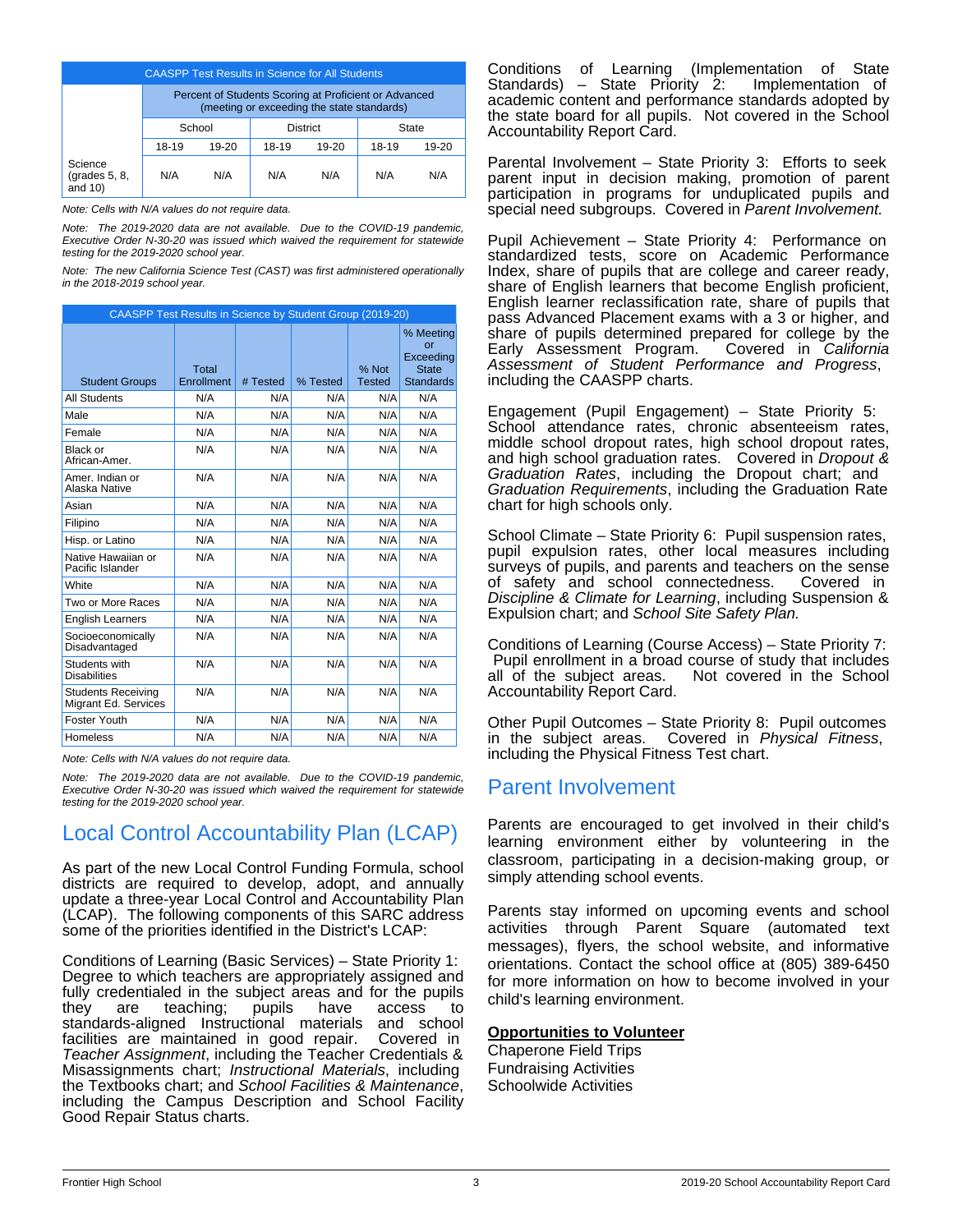| CAASPP Test Results in Science for All Students | | | | | | |
|---|---|---|---|---|---|---|
| | Percent of Students Scoring at Proficient or Advanced (meeting or exceeding the state standards) | | | | | |
| | School | | District | | State | |
| | 18-19 | 19-20 | 18-19 | 19-20 | 18-19 | 19-20 |
| Science (grades 5, 8, and 10) | N/A | N/A | N/A | N/A | N/A | N/A |

*Note: Cells with N/A values do not require data.*

*Note: The 2019-2020 data are not available. Due to the COVID-19 pandemic, Executive Order N-30-20 was issued which waived the requirement for statewide testing for the 2019-2020 school year.*

*Note: The new California Science Test (CAST) was first administered operationally in the 2018-2019 school year.*

| CAASPP Test Results in Science by Student Group (2019-20) | | | | | |
|---|---|---|---|---|---|
| Student Groups | Total Enrollment | # Tested | % Tested | % Not Tested | % Meeting or Exceeding State Standards |
| All Students | N/A | N/A | N/A | N/A | N/A |
| Male | N/A | N/A | N/A | N/A | N/A |
| Female | N/A | N/A | N/A | N/A | N/A |
| Black or African-Amer. | N/A | N/A | N/A | N/A | N/A |
| Amer. Indian or Alaska Native | N/A | N/A | N/A | N/A | N/A |
| Asian | N/A | N/A | N/A | N/A | N/A |
| Filipino | N/A | N/A | N/A | N/A | N/A |
| Hisp. or Latino | N/A | N/A | N/A | N/A | N/A |
| Native Hawaiian or Pacific Islander | N/A | N/A | N/A | N/A | N/A |
| White | N/A | N/A | N/A | N/A | N/A |
| Two or More Races | N/A | N/A | N/A | N/A | N/A |
| English Learners | N/A | N/A | N/A | N/A | N/A |
| Socioeconomically Disadvantaged | N/A | N/A | N/A | N/A | N/A |
| Students with Disabilities | N/A | N/A | N/A | N/A | N/A |
| Students Receiving Migrant Ed. Services | N/A | N/A | N/A | N/A | N/A |
| Foster Youth | N/A | N/A | N/A | N/A | N/A |
| Homeless | N/A | N/A | N/A | N/A | N/A |

*Note: Cells with N/A values do not require data.*

*Note: The 2019-2020 data are not available. Due to the COVID-19 pandemic, Executive Order N-30-20 was issued which waived the requirement for statewide testing for the 2019-2020 school year.*

## Local Control Accountability Plan (LCAP)

As part of the new Local Control Funding Formula, school districts are required to develop, adopt, and annually update a three-year Local Control and Accountability Plan (LCAP). The following components of this SARC address some of the priorities identified in the District's LCAP:

Conditions of Learning (Basic Services) – State Priority 1: Degree to which teachers are appropriately assigned and fully credentialed in the subject areas and for the pupils they are teaching; pupils have access to standards-aligned Instructional materials and school facilities are maintained in good repair. Covered in *Teacher Assignment*, including the Teacher Credentials & Misassignments chart; *Instructional Materials*, including the Textbooks chart; and *School Facilities & Maintenance*, including the Campus Description and School Facility Good Repair Status charts.

Conditions of Learning (Implementation of State Standards) – State Priority 2: Implementation of academic content and performance standards adopted by the state board for all pupils. Not covered in the School Accountability Report Card.

Parental Involvement – State Priority 3: Efforts to seek parent input in decision making, promotion of parent participation in programs for unduplicated pupils and special need subgroups. Covered in *Parent Involvement.*

Pupil Achievement – State Priority 4: Performance on standardized tests, score on Academic Performance Index, share of pupils that are college and career ready, share of English learners that become English proficient, English learner reclassification rate, share of pupils that pass Advanced Placement exams with a 3 or higher, and share of pupils determined prepared for college by the Early Assessment Program. Covered in *California Assessment of Student Performance and Progress*, including the CAASPP charts.

Engagement (Pupil Engagement) – State Priority 5: School attendance rates, chronic absenteeism rates, middle school dropout rates, high school dropout rates, and high school graduation rates. Covered in *Dropout & Graduation Rates*, including the Dropout chart; and *Graduation Requirements*, including the Graduation Rate chart for high schools only.

School Climate – State Priority 6: Pupil suspension rates, pupil expulsion rates, other local measures including surveys of pupils, and parents and teachers on the sense of safety and school connectedness. Covered in *Discipline & Climate for Learning*, including Suspension & Expulsion chart; and *School Site Safety Plan.*

Conditions of Learning (Course Access) – State Priority 7: Pupil enrollment in a broad course of study that includes all of the subject areas. Not covered in the School Accountability Report Card.

Other Pupil Outcomes – State Priority 8: Pupil outcomes in the subject areas. Covered in *Physical Fitness*, including the Physical Fitness Test chart.

## Parent Involvement

Parents are encouraged to get involved in their child's learning environment either by volunteering in the classroom, participating in a decision-making group, or simply attending school events.

Parents stay informed on upcoming events and school activities through Parent Square (automated text messages), flyers, the school website, and informative orientations. Contact the school office at (805) 389-6450 for more information on how to become involved in your child's learning environment.

**Opportunities to Volunteer**

Chaperone Field Trips
Fundraising Activities
Schoolwide Activities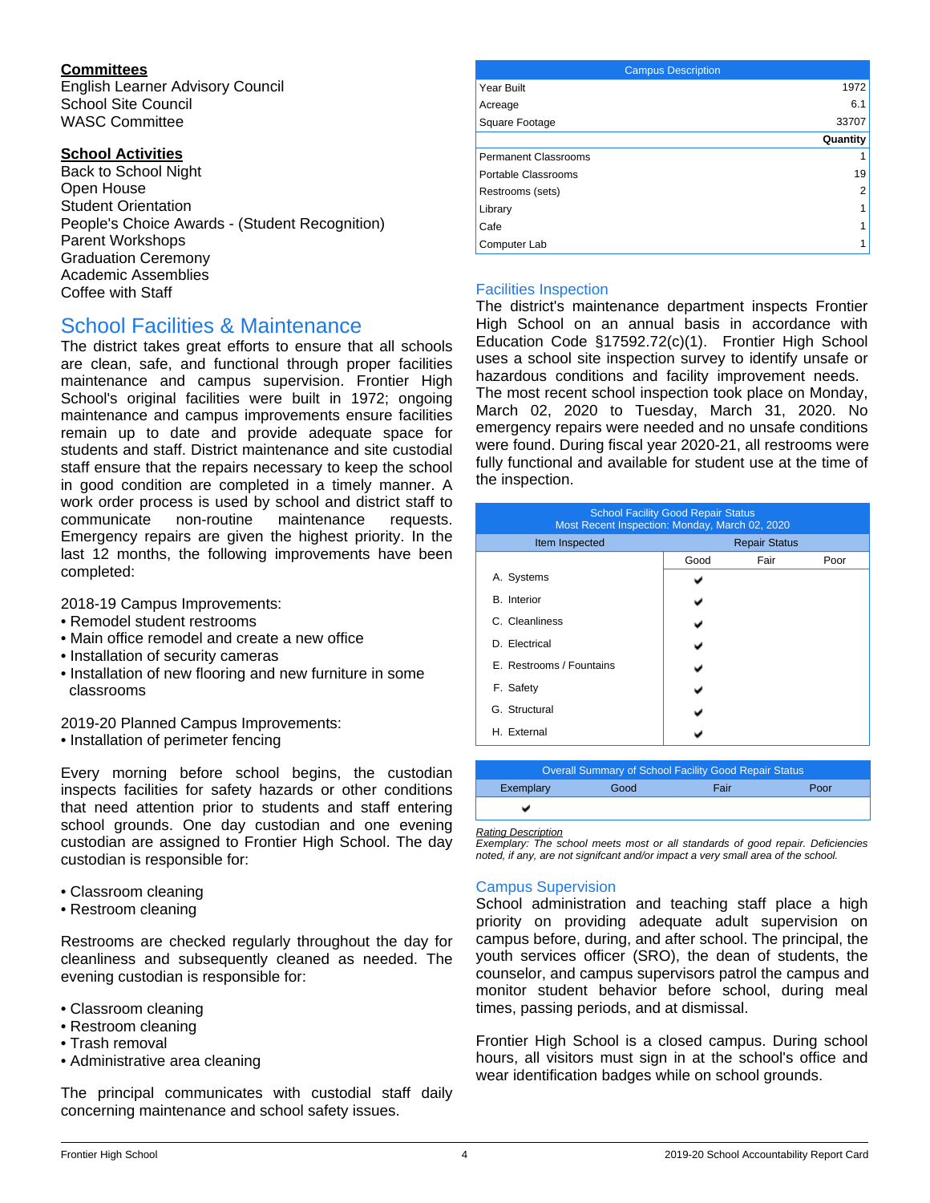**Committees**
English Learner Advisory Council
School Site Council
WASC Committee

**School Activities**
Back to School Night
Open House
Student Orientation
People's Choice Awards - (Student Recognition)
Parent Workshops
Graduation Ceremony
Academic Assemblies
Coffee with Staff

## School Facilities & Maintenance

The district takes great efforts to ensure that all schools are clean, safe, and functional through proper facilities maintenance and campus supervision. Frontier High School's original facilities were built in 1972; ongoing maintenance and campus improvements ensure facilities remain up to date and provide adequate space for students and staff. District maintenance and site custodial staff ensure that the repairs necessary to keep the school in good condition are completed in a timely manner. A work order process is used by school and district staff to communicate non-routine maintenance requests. Emergency repairs are given the highest priority. In the last 12 months, the following improvements have been completed:

2018-19 Campus Improvements:
- Remodel student restrooms
- Main office remodel and create a new office
- Installation of security cameras
- Installation of new flooring and new furniture in some classrooms

2019-20 Planned Campus Improvements:
- Installation of perimeter fencing

Every morning before school begins, the custodian inspects facilities for safety hazards or other conditions that need attention prior to students and staff entering school grounds. One day custodian and one evening custodian are assigned to Frontier High School. The day custodian is responsible for:

- Classroom cleaning
- Restroom cleaning

Restrooms are checked regularly throughout the day for cleanliness and subsequently cleaned as needed. The evening custodian is responsible for:

- Classroom cleaning
- Restroom cleaning
- Trash removal
- Administrative area cleaning

The principal communicates with custodial staff daily concerning maintenance and school safety issues.

| Campus Description | |
|---|---|
| Year Built | 1972 |
| Acreage | 6.1 |
| Square Footage | 33707 |
| | **Quantity** |
| Permanent Classrooms | 1 |
| Portable Classrooms | 19 |
| Restrooms (sets) | 2 |
| Library | 1 |
| Cafe | 1 |
| Computer Lab | 1 |

### Facilities Inspection

The district's maintenance department inspects Frontier High School on an annual basis in accordance with Education Code §17592.72(c)(1). Frontier High School uses a school site inspection survey to identify unsafe or hazardous conditions and facility improvement needs. The most recent school inspection took place on Monday, March 02, 2020 to Tuesday, March 31, 2020. No emergency repairs were needed and no unsafe conditions were found. During fiscal year 2020-21, all restrooms were fully functional and available for student use at the time of the inspection.

School Facility Good Repair Status
Most Recent Inspection: Monday, March 02, 2020

| Item Inspected | Repair Status | | |
|---|---|---|---|
| | Good | Fair | Poor |
| A. Systems | ✔ | | |
| B. Interior | ✔ | | |
| C. Cleanliness | ✔ | | |
| D. Electrical | ✔ | | |
| E. Restrooms / Fountains | ✔ | | |
| F. Safety | ✔ | | |
| G. Structural | ✔ | | |
| H. External | ✔ | | |

Overall Summary of School Facility Good Repair Status

| Exemplary | Good | Fair | Poor |
|---|---|---|---|
| ✔ | | | |

*Rating Description*
*Exemplary: The school meets most or all standards of good repair. Deficiencies noted, if any, are not signifcant and/or impact a very small area of the school.*

### Campus Supervision

School administration and teaching staff place a high priority on providing adequate adult supervision on campus before, during, and after school. The principal, the youth services officer (SRO), the dean of students, the counselor, and campus supervisors patrol the campus and monitor student behavior before school, during meal times, passing periods, and at dismissal.

Frontier High School is a closed campus. During school hours, all visitors must sign in at the school's office and wear identification badges while on school grounds.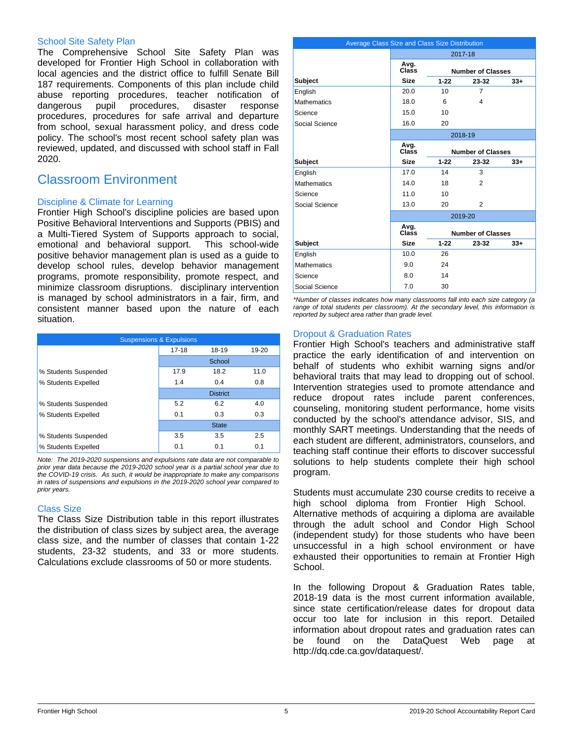### School Site Safety Plan

The Comprehensive School Site Safety Plan was developed for Frontier High School in collaboration with local agencies and the district office to fulfill Senate Bill 187 requirements. Components of this plan include child abuse reporting procedures, teacher notification of dangerous pupil procedures, disaster response procedures, procedures for safe arrival and departure from school, sexual harassment policy, and dress code policy. The school's most recent school safety plan was reviewed, updated, and discussed with school staff in Fall 2020.

## Classroom Environment

### Discipline & Climate for Learning

Frontier High School's discipline policies are based upon Positive Behavioral Interventions and Supports (PBIS) and a Multi-Tiered System of Supports approach to social, emotional and behavioral support. This school-wide positive behavior management plan is used as a guide to develop school rules, develop behavior management programs, promote responsibility, promote respect, and minimize classroom disruptions. disciplinary intervention is managed by school administrators in a fair, firm, and consistent manner based upon the nature of each situation.

| Suspensions & Expulsions | | | |
|---|---|---|---|
| | 17-18 | 18-19 | 19-20 |
| | School | | |
| % Students Suspended | 17.9 | 18.2 | 11.0 |
| % Students Expelled | 1.4 | 0.4 | 0.8 |
| | District | | |
| % Students Suspended | 5.2 | 6.2 | 4.0 |
| % Students Expelled | 0.1 | 0.3 | 0.3 |
| | State | | |
| % Students Suspended | 3.5 | 3.5 | 2.5 |
| % Students Expelled | 0.1 | 0.1 | 0.1 |

*Note: The 2019-2020 suspensions and expulsions rate data are not comparable to prior year data because the 2019-2020 school year is a partial school year due to the COVID-19 crisis. As such, it would be inappropriate to make any comparisons in rates of suspensions and expulsions in the 2019-2020 school year compared to prior years.*

### Class Size

The Class Size Distribution table in this report illustrates the distribution of class sizes by subject area, the average class size, and the number of classes that contain 1-22 students, 23-32 students, and 33 or more students. Calculations exclude classrooms of 50 or more students.

| Average Class Size and Class Size Distribution | | | | |
|---|---|---|---|---|
| | 2017-18 | | | |
| Subject | Avg. Class Size | Number of Classes 1-22 | 23-32 | 33+ |
| English | 20.0 | 10 | 7 | |
| Mathematics | 18.0 | 6 | 4 | |
| Science | 15.0 | 10 | | |
| Social Science | 16.0 | 20 | | |
| | 2018-19 | | | |
| Subject | Avg. Class Size | Number of Classes 1-22 | 23-32 | 33+ |
| English | 17.0 | 14 | 3 | |
| Mathematics | 14.0 | 18 | 2 | |
| Science | 11.0 | 10 | | |
| Social Science | 13.0 | 20 | 2 | |
| | 2019-20 | | | |
| Subject | Avg. Class Size | Number of Classes 1-22 | 23-32 | 33+ |
| English | 10.0 | 26 | | |
| Mathematics | 9.0 | 24 | | |
| Science | 8.0 | 14 | | |
| Social Science | 7.0 | 30 | | |

*\*Number of classes indicates how many classrooms fall into each size category (a range of total students per classroom). At the secondary level, this information is reported by subject area rather than grade level.*

### Dropout & Graduation Rates

Frontier High School's teachers and administrative staff practice the early identification of and intervention on behalf of students who exhibit warning signs and/or behavioral traits that may lead to dropping out of school. Intervention strategies used to promote attendance and reduce dropout rates include parent conferences, counseling, monitoring student performance, home visits conducted by the school's attendance advisor, SIS, and monthly SART meetings. Understanding that the needs of each student are different, administrators, counselors, and teaching staff continue their efforts to discover successful solutions to help students complete their high school program.

Students must accumulate 230 course credits to receive a high school diploma from Frontier High School. Alternative methods of acquiring a diploma are available through the adult school and Condor High School (independent study) for those students who have been unsuccessful in a high school environment or have exhausted their opportunities to remain at Frontier High School.

In the following Dropout & Graduation Rates table, 2018-19 data is the most current information available, since state certification/release dates for dropout data occur too late for inclusion in this report. Detailed information about dropout rates and graduation rates can be found on the DataQuest Web page at http://dq.cde.ca.gov/dataquest/.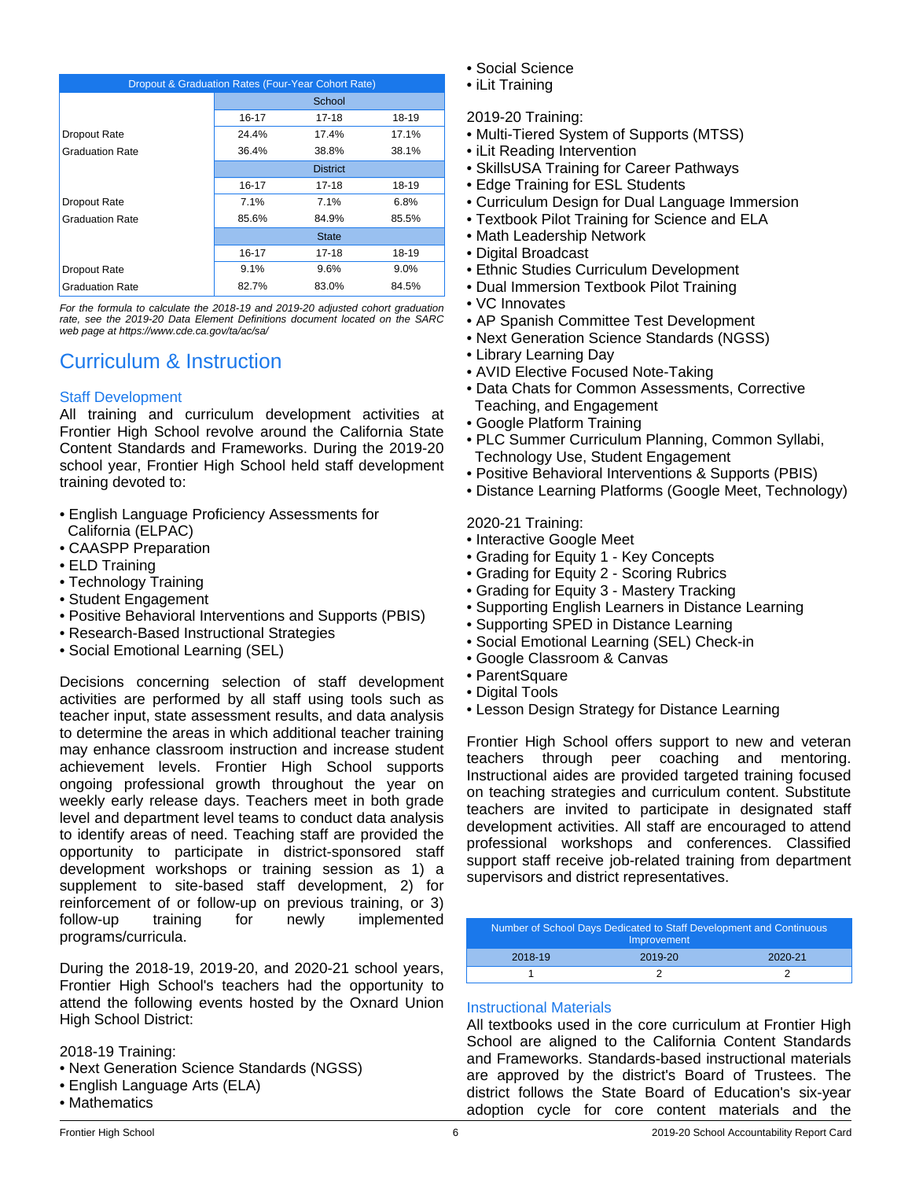| Dropout & Graduation Rates (Four-Year Cohort Rate) | | | |
|---|---|---|---|
| | School | | |
| | 16-17 | 17-18 | 18-19 |
| Dropout Rate | 24.4% | 17.4% | 17.1% |
| Graduation Rate | 36.4% | 38.8% | 38.1% |
| | District | | |
| | 16-17 | 17-18 | 18-19 |
| Dropout Rate | 7.1% | 7.1% | 6.8% |
| Graduation Rate | 85.6% | 84.9% | 85.5% |
| | State | | |
| | 16-17 | 17-18 | 18-19 |
| Dropout Rate | 9.1% | 9.6% | 9.0% |
| Graduation Rate | 82.7% | 83.0% | 84.5% |

*For the formula to calculate the 2018-19 and 2019-20 adjusted cohort graduation rate, see the 2019-20 Data Element Definitions document located on the SARC web page at https://www.cde.ca.gov/ta/ac/sa/*

# Curriculum & Instruction

## Staff Development

All training and curriculum development activities at Frontier High School revolve around the California State Content Standards and Frameworks. During the 2019-20 school year, Frontier High School held staff development training devoted to:

- English Language Proficiency Assessments for California (ELPAC)
- CAASPP Preparation
- ELD Training
- Technology Training
- Student Engagement
- Positive Behavioral Interventions and Supports (PBIS)
- Research-Based Instructional Strategies
- Social Emotional Learning (SEL)

Decisions concerning selection of staff development activities are performed by all staff using tools such as teacher input, state assessment results, and data analysis to determine the areas in which additional teacher training may enhance classroom instruction and increase student achievement levels. Frontier High School supports ongoing professional growth throughout the year on weekly early release days. Teachers meet in both grade level and department level teams to conduct data analysis to identify areas of need. Teaching staff are provided the opportunity to participate in district-sponsored staff development workshops or training session as 1) a supplement to site-based staff development, 2) for reinforcement of or follow-up on previous training, or 3) follow-up training for newly implemented programs/curricula.

During the 2018-19, 2019-20, and 2020-21 school years, Frontier High School's teachers had the opportunity to attend the following events hosted by the Oxnard Union High School District:

2018-19 Training:
- Next Generation Science Standards (NGSS)
- English Language Arts (ELA)
- Mathematics
- Social Science
- iLit Training

2019-20 Training:
- Multi-Tiered System of Supports (MTSS)
- iLit Reading Intervention
- SkillsUSA Training for Career Pathways
- Edge Training for ESL Students
- Curriculum Design for Dual Language Immersion
- Textbook Pilot Training for Science and ELA
- Math Leadership Network
- Digital Broadcast
- Ethnic Studies Curriculum Development
- Dual Immersion Textbook Pilot Training
- VC Innovates
- AP Spanish Committee Test Development
- Next Generation Science Standards (NGSS)
- Library Learning Day
- AVID Elective Focused Note-Taking
- Data Chats for Common Assessments, Corrective Teaching, and Engagement
- Google Platform Training
- PLC Summer Curriculum Planning, Common Syllabi, Technology Use, Student Engagement
- Positive Behavioral Interventions & Supports (PBIS)
- Distance Learning Platforms (Google Meet, Technology)

2020-21 Training:
- Interactive Google Meet
- Grading for Equity 1 - Key Concepts
- Grading for Equity 2 - Scoring Rubrics
- Grading for Equity 3 - Mastery Tracking
- Supporting English Learners in Distance Learning
- Supporting SPED in Distance Learning
- Social Emotional Learning (SEL) Check-in
- Google Classroom & Canvas
- ParentSquare
- Digital Tools
- Lesson Design Strategy for Distance Learning

Frontier High School offers support to new and veteran teachers through peer coaching and mentoring. Instructional aides are provided targeted training focused on teaching strategies and curriculum content. Substitute teachers are invited to participate in designated staff development activities. All staff are encouraged to attend professional workshops and conferences. Classified support staff receive job-related training from department supervisors and district representatives.

| Number of School Days Dedicated to Staff Development and Continuous Improvement | | |
|---|---|---|
| 2018-19 | 2019-20 | 2020-21 |
| 1 | 2 | 2 |

## Instructional Materials

All textbooks used in the core curriculum at Frontier High School are aligned to the California Content Standards and Frameworks. Standards-based instructional materials are approved by the district's Board of Trustees. The district follows the State Board of Education's six-year adoption cycle for core content materials and the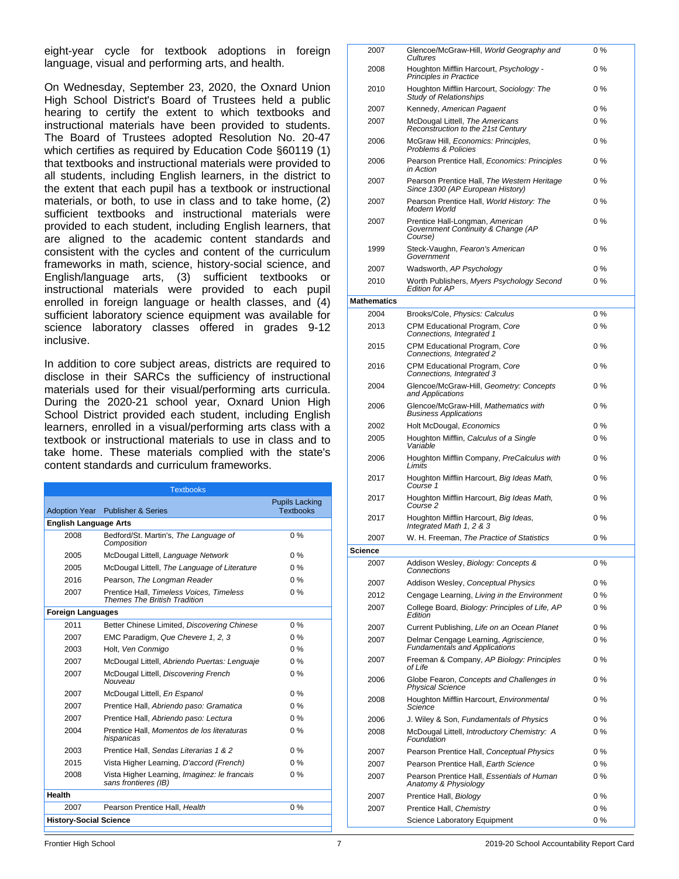eight-year cycle for textbook adoptions in foreign language, visual and performing arts, and health.

On Wednesday, September 23, 2020, the Oxnard Union High School District's Board of Trustees held a public hearing to certify the extent to which textbooks and instructional materials have been provided to students. The Board of Trustees adopted Resolution No. 20-47 which certifies as required by Education Code §60119 (1) that textbooks and instructional materials were provided to all students, including English learners, in the district to the extent that each pupil has a textbook or instructional materials, or both, to use in class and to take home, (2) sufficient textbooks and instructional materials were provided to each student, including English learners, that are aligned to the academic content standards and consistent with the cycles and content of the curriculum frameworks in math, science, history-social science, and English/language arts, (3) sufficient textbooks or instructional materials were provided to each pupil enrolled in foreign language or health classes, and (4) sufficient laboratory science equipment was available for science laboratory classes offered in grades 9-12 inclusive.

In addition to core subject areas, districts are required to disclose in their SARCs the sufficiency of instructional materials used for their visual/performing arts curricula. During the 2020-21 school year, Oxnard Union High School District provided each student, including English learners, enrolled in a visual/performing arts class with a textbook or instructional materials to use in class and to take home. These materials complied with the state's content standards and curriculum frameworks.

| Textbooks | | |
|---|---|---|
| **Adoption Year** | **Publisher & Series** | **Pupils Lacking Textbooks** |
| **English Language Arts** | | |
| 2008 | Bedford/St. Martin's, *The Language of Composition* | 0 % |
| 2005 | McDougal Littell, *Language Network* | 0 % |
| 2005 | McDougal Littell, *The Language of Literature* | 0 % |
| 2016 | Pearson, *The Longman Reader* | 0 % |
| 2007 | Prentice Hall, *Timeless Voices, Timeless Themes The British Tradition* | 0 % |
| **Foreign Languages** | | |
| 2011 | Better Chinese Limited, *Discovering Chinese* | 0 % |
| 2007 | EMC Paradigm, *Que Chevere 1, 2, 3* | 0 % |
| 2003 | Holt, *Ven Conmigo* | 0 % |
| 2007 | McDougal Littell, *Abriendo Puertas: Lenguaje* | 0 % |
| 2007 | McDougal Littell, *Discovering French Nouveau* | 0 % |
| 2007 | McDougal Littell, *En Espanol* | 0 % |
| 2007 | Prentice Hall, *Abriendo paso: Gramatica* | 0 % |
| 2007 | Prentice Hall, *Abriendo paso: Lectura* | 0 % |
| 2004 | Prentice Hall, *Momentos de los literaturas hispanicas* | 0 % |
| 2003 | Prentice Hall, *Sendas Literarias 1 & 2* | 0 % |
| 2015 | Vista Higher Learning, *D'accord (French)* | 0 % |
| 2008 | Vista Higher Learning, *Imaginez: le francais sans frontieres (IB)* | 0 % |
| **Health** | | |
| 2007 | Pearson Prentice Hall, *Health* | 0 % |
| **History-Social Science** | | |
| 2007 | Glencoe/McGraw-Hill, *World Geography and Cultures* | 0 % |
| 2008 | Houghton Mifflin Harcourt, *Psychology - Principles in Practice* | 0 % |
| 2010 | Houghton Mifflin Harcourt, *Sociology: The Study of Relationships* | 0 % |
| 2007 | Kennedy, *American Pagaent* | 0 % |
| 2007 | McDougal Littell, *The Americans Reconstruction to the 21st Century* | 0 % |
| 2006 | McGraw Hill, *Economics: Principles, Problems & Policies* | 0 % |
| 2006 | Pearson Prentice Hall, *Economics: Principles in Action* | 0 % |
| 2007 | Pearson Prentice Hall, *The Western Heritage Since 1300 (AP European History)* | 0 % |
| 2007 | Pearson Prentice Hall, *World History: The Modern World* | 0 % |
| 2007 | Prentice Hall-Longman, *American Government Continuity & Change (AP Course)* | 0 % |
| 1999 | Steck-Vaughn, *Fearon's American Government* | 0 % |
| 2007 | Wadsworth, *AP Psychology* | 0 % |
| 2010 | Worth Publishers, *Myers Psychology Second Edition for AP* | 0 % |
| **Mathematics** | | |
| 2004 | Brooks/Cole, *Physics: Calculus* | 0 % |
| 2013 | CPM Educational Program, *Core Connections, Integrated 1* | 0 % |
| 2015 | CPM Educational Program, *Core Connections, Integrated 2* | 0 % |
| 2016 | CPM Educational Program, *Core Connections, Integrated 3* | 0 % |
| 2004 | Glencoe/McGraw-Hill, *Geometry: Concepts and Applications* | 0 % |
| 2006 | Glencoe/McGraw-Hill, *Mathematics with Business Applications* | 0 % |
| 2002 | Holt McDougal, *Economics* | 0 % |
| 2005 | Houghton Mifflin, *Calculus of a Single Variable* | 0 % |
| 2006 | Houghton Mifflin Company, *PreCalculus with Limits* | 0 % |
| 2017 | Houghton Mifflin Harcourt, *Big Ideas Math, Course 1* | 0 % |
| 2017 | Houghton Mifflin Harcourt, *Big Ideas Math, Course 2* | 0 % |
| 2017 | Houghton Mifflin Harcourt, *Big Ideas, Integrated Math 1, 2 & 3* | 0 % |
| 2007 | W. H. Freeman, *The Practice of Statistics* | 0 % |
| **Science** | | |
| 2007 | Addison Wesley, *Biology: Concepts & Connections* | 0 % |
| 2007 | Addison Wesley, *Conceptual Physics* | 0 % |
| 2012 | Cengage Learning, *Living in the Environment* | 0 % |
| 2007 | College Board, *Biology: Principles of Life, AP Edition* | 0 % |
| 2007 | Current Publishing, *Life on an Ocean Planet* | 0 % |
| 2007 | Delmar Cengage Learning, *Agriscience, Fundamentals and Applications* | 0 % |
| 2007 | Freeman & Company, *AP Biology: Principles of Life* | 0 % |
| 2006 | Globe Fearon, *Concepts and Challenges in Physical Science* | 0 % |
| 2008 | Houghton Mifflin Harcourt, *Environmental Science* | 0 % |
| 2006 | J. Wiley & Son, *Fundamentals of Physics* | 0 % |
| 2008 | McDougal Littell, *Introductory Chemistry: A Foundation* | 0 % |
| 2007 | Pearson Prentice Hall, *Conceptual Physics* | 0 % |
| 2007 | Pearson Prentice Hall, *Earth Science* | 0 % |
| 2007 | Pearson Prentice Hall, *Essentials of Human Anatomy & Physiology* | 0 % |
| 2007 | Prentice Hall, *Biology* | 0 % |
| 2007 | Prentice Hall, *Chemistry* | 0 % |
| | Science Laboratory Equipment | 0 % |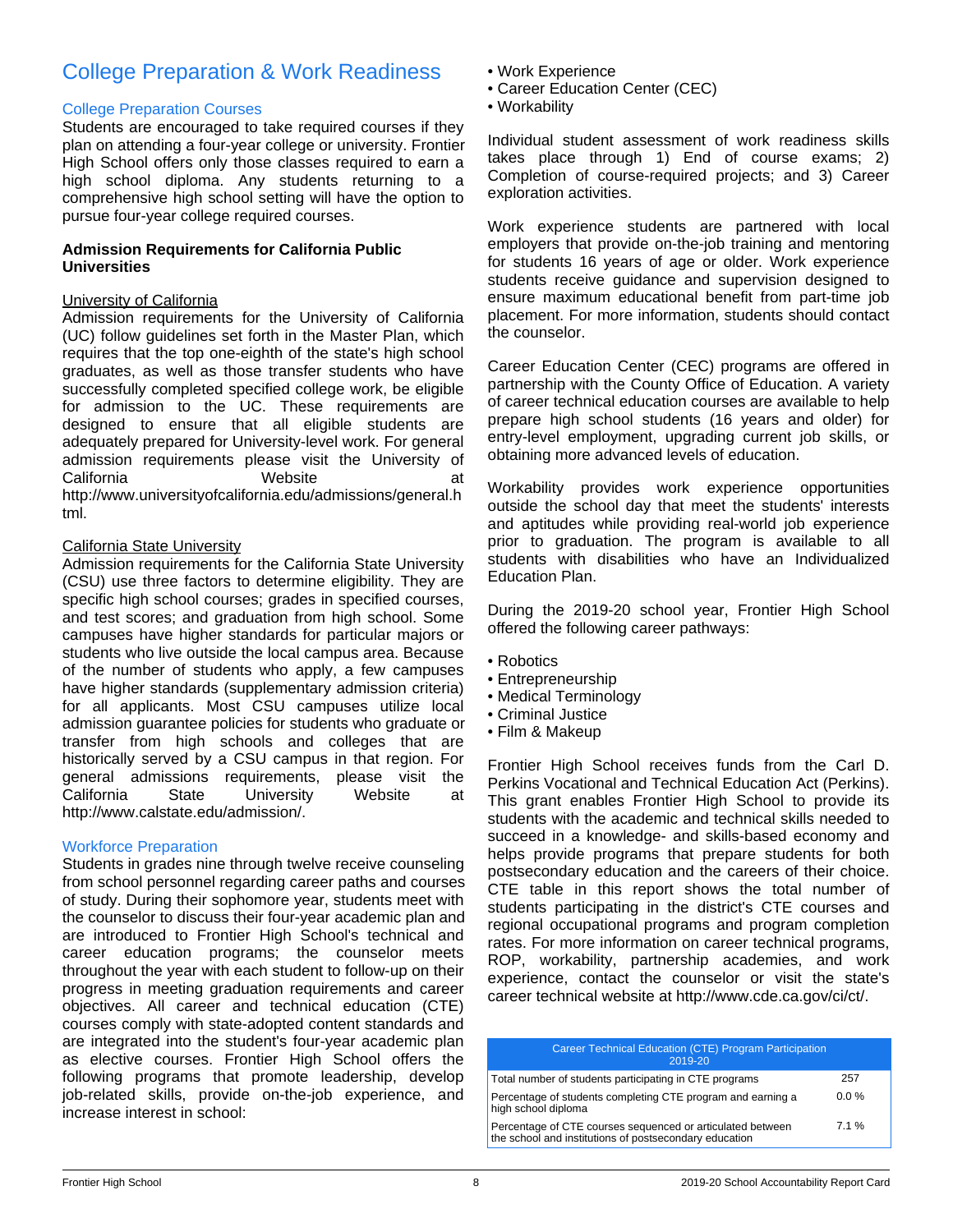# College Preparation & Work Readiness

## College Preparation Courses

Students are encouraged to take required courses if they plan on attending a four-year college or university. Frontier High School offers only those classes required to earn a high school diploma. Any students returning to a comprehensive high school setting will have the option to pursue four-year college required courses.

**Admission Requirements for California Public Universities**

University of California

Admission requirements for the University of California (UC) follow guidelines set forth in the Master Plan, which requires that the top one-eighth of the state's high school graduates, as well as those transfer students who have successfully completed specified college work, be eligible for admission to the UC. These requirements are designed to ensure that all eligible students are adequately prepared for University-level work. For general admission requirements please visit the University of California Website at http://www.universityofcalifornia.edu/admissions/general.html.

California State University

Admission requirements for the California State University (CSU) use three factors to determine eligibility. They are specific high school courses; grades in specified courses, and test scores; and graduation from high school. Some campuses have higher standards for particular majors or students who live outside the local campus area. Because of the number of students who apply, a few campuses have higher standards (supplementary admission criteria) for all applicants. Most CSU campuses utilize local admission guarantee policies for students who graduate or transfer from high schools and colleges that are historically served by a CSU campus in that region. For general admissions requirements, please visit the California State University Website at http://www.calstate.edu/admission/.

## Workforce Preparation

Students in grades nine through twelve receive counseling from school personnel regarding career paths and courses of study. During their sophomore year, students meet with the counselor to discuss their four-year academic plan and are introduced to Frontier High School's technical and career education programs; the counselor meets throughout the year with each student to follow-up on their progress in meeting graduation requirements and career objectives. All career and technical education (CTE) courses comply with state-adopted content standards and are integrated into the student's four-year academic plan as elective courses. Frontier High School offers the following programs that promote leadership, develop job-related skills, provide on-the-job experience, and increase interest in school:

- Work Experience
- Career Education Center (CEC)
- Workability

Individual student assessment of work readiness skills takes place through 1) End of course exams; 2) Completion of course-required projects; and 3) Career exploration activities.

Work experience students are partnered with local employers that provide on-the-job training and mentoring for students 16 years of age or older. Work experience students receive guidance and supervision designed to ensure maximum educational benefit from part-time job placement. For more information, students should contact the counselor.

Career Education Center (CEC) programs are offered in partnership with the County Office of Education. A variety of career technical education courses are available to help prepare high school students (16 years and older) for entry-level employment, upgrading current job skills, or obtaining more advanced levels of education.

Workability provides work experience opportunities outside the school day that meet the students' interests and aptitudes while providing real-world job experience prior to graduation. The program is available to all students with disabilities who have an Individualized Education Plan.

During the 2019-20 school year, Frontier High School offered the following career pathways:

- Robotics
- Entrepreneurship
- Medical Terminology
- Criminal Justice
- Film & Makeup

Frontier High School receives funds from the Carl D. Perkins Vocational and Technical Education Act (Perkins). This grant enables Frontier High School to provide its students with the academic and technical skills needed to succeed in a knowledge- and skills-based economy and helps provide programs that prepare students for both postsecondary education and the careers of their choice. CTE table in this report shows the total number of students participating in the district's CTE courses and regional occupational programs and program completion rates. For more information on career technical programs, ROP, workability, partnership academies, and work experience, contact the counselor or visit the state's career technical website at http://www.cde.ca.gov/ci/ct/.

| Career Technical Education (CTE) Program Participation 2019-20 | |
|---|---|
| Total number of students participating in CTE programs | 257 |
| Percentage of students completing CTE program and earning a high school diploma | 0.0 % |
| Percentage of CTE courses sequenced or articulated between the school and institutions of postsecondary education | 7.1 % |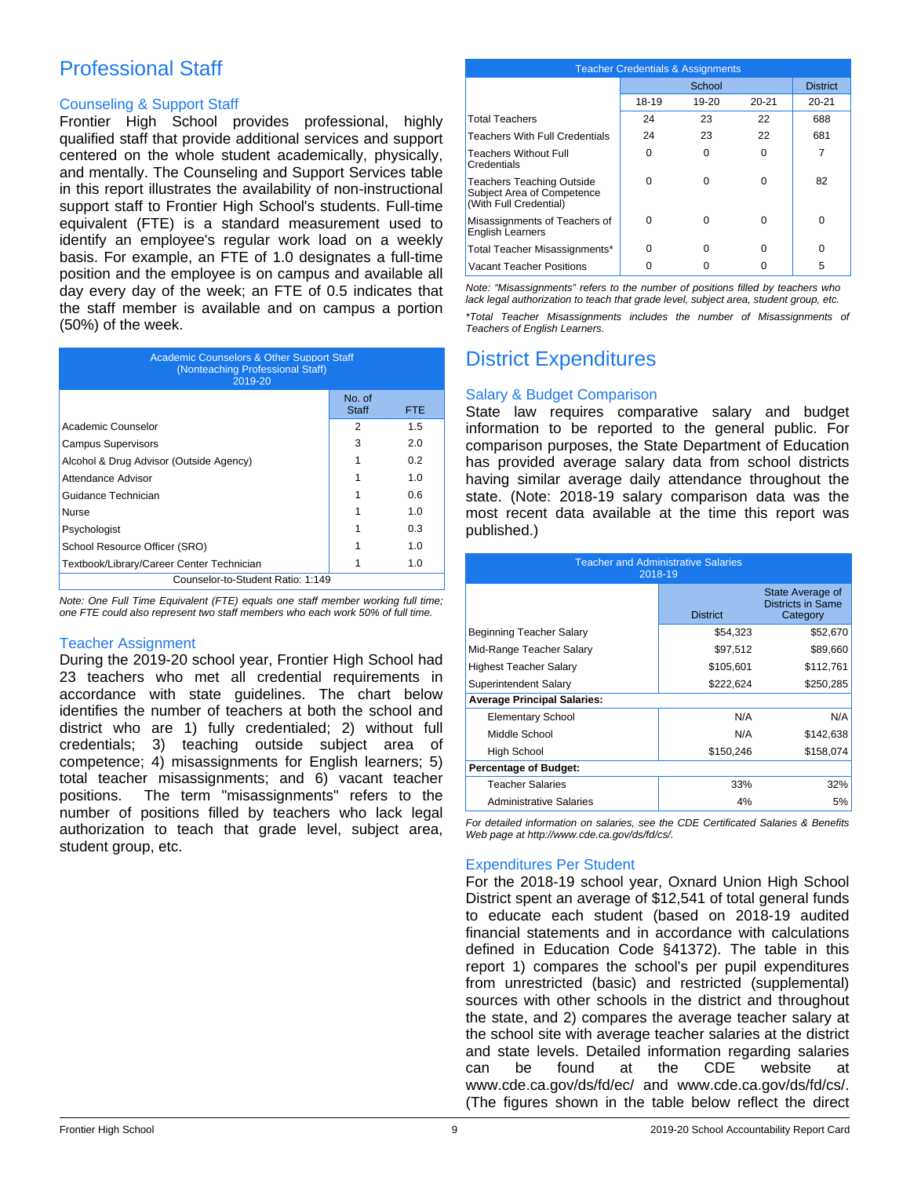## Professional Staff

### Counseling & Support Staff

Frontier High School provides professional, highly qualified staff that provide additional services and support centered on the whole student academically, physically, and mentally. The Counseling and Support Services table in this report illustrates the availability of non-instructional support staff to Frontier High School's students. Full-time equivalent (FTE) is a standard measurement used to identify an employee's regular work load on a weekly basis. For example, an FTE of 1.0 designates a full-time position and the employee is on campus and available all day every day of the week; an FTE of 0.5 indicates that the staff member is available and on campus a portion (50%) of the week.

| Academic Counselors & Other Support Staff (Nonteaching Professional Staff) 2019-20 | | |
|---|---|---|
| | No. of Staff | FTE |
| Academic Counselor | 2 | 1.5 |
| Campus Supervisors | 3 | 2.0 |
| Alcohol & Drug Advisor (Outside Agency) | 1 | 0.2 |
| Attendance Advisor | 1 | 1.0 |
| Guidance Technician | 1 | 0.6 |
| Nurse | 1 | 1.0 |
| Psychologist | 1 | 0.3 |
| School Resource Officer (SRO) | 1 | 1.0 |
| Textbook/Library/Career Center Technician | 1 | 1.0 |
| Counselor-to-Student Ratio: 1:149 | | |

*Note: One Full Time Equivalent (FTE) equals one staff member working full time; one FTE could also represent two staff members who each work 50% of full time.*

### Teacher Assignment

During the 2019-20 school year, Frontier High School had 23 teachers who met all credential requirements in accordance with state guidelines. The chart below identifies the number of teachers at both the school and district who are 1) fully credentialed; 2) without full credentials; 3) teaching outside subject area of competence; 4) misassignments for English learners; 5) total teacher misassignments; and 6) vacant teacher positions. The term "misassignments" refers to the number of positions filled by teachers who lack legal authorization to teach that grade level, subject area, student group, etc.

| Teacher Credentials & Assignments | | | | |
|---|---|---|---|---|
| | School | | | District |
| | 18-19 | 19-20 | 20-21 | 20-21 |
| Total Teachers | 24 | 23 | 22 | 688 |
| Teachers With Full Credentials | 24 | 23 | 22 | 681 |
| Teachers Without Full Credentials | 0 | 0 | 0 | 7 |
| Teachers Teaching Outside Subject Area of Competence (With Full Credential) | 0 | 0 | 0 | 82 |
| Misassignments of Teachers of English Learners | 0 | 0 | 0 | 0 |
| Total Teacher Misassignments* | 0 | 0 | 0 | 0 |
| Vacant Teacher Positions | 0 | 0 | 0 | 5 |

*Note: "Misassignments" refers to the number of positions filled by teachers who lack legal authorization to teach that grade level, subject area, student group, etc.*

*\*Total Teacher Misassignments includes the number of Misassignments of Teachers of English Learners.*

## District Expenditures

### Salary & Budget Comparison

State law requires comparative salary and budget information to be reported to the general public. For comparison purposes, the State Department of Education has provided average salary data from school districts having similar average daily attendance throughout the state. (Note: 2018-19 salary comparison data was the most recent data available at the time this report was published.)

| Teacher and Administrative Salaries 2018-19 | | |
|---|---|---|
| | District | State Average of Districts in Same Category |
| Beginning Teacher Salary | $54,323 | $52,670 |
| Mid-Range Teacher Salary | $97,512 | $89,660 |
| Highest Teacher Salary | $105,601 | $112,761 |
| Superintendent Salary | $222,624 | $250,285 |
| **Average Principal Salaries:** | | |
| Elementary School | N/A | N/A |
| Middle School | N/A | $142,638 |
| High School | $150,246 | $158,074 |
| **Percentage of Budget:** | | |
| Teacher Salaries | 33% | 32% |
| Administrative Salaries | 4% | 5% |

*For detailed information on salaries, see the CDE Certificated Salaries & Benefits Web page at http://www.cde.ca.gov/ds/fd/cs/.*

### Expenditures Per Student

For the 2018-19 school year, Oxnard Union High School District spent an average of $12,541 of total general funds to educate each student (based on 2018-19 audited financial statements and in accordance with calculations defined in Education Code §41372). The table in this report 1) compares the school's per pupil expenditures from unrestricted (basic) and restricted (supplemental) sources with other schools in the district and throughout the state, and 2) compares the average teacher salary at the school site with average teacher salaries at the district and state levels. Detailed information regarding salaries can be found at the CDE website at www.cde.ca.gov/ds/fd/ec/ and www.cde.ca.gov/ds/fd/cs/. (The figures shown in the table below reflect the direct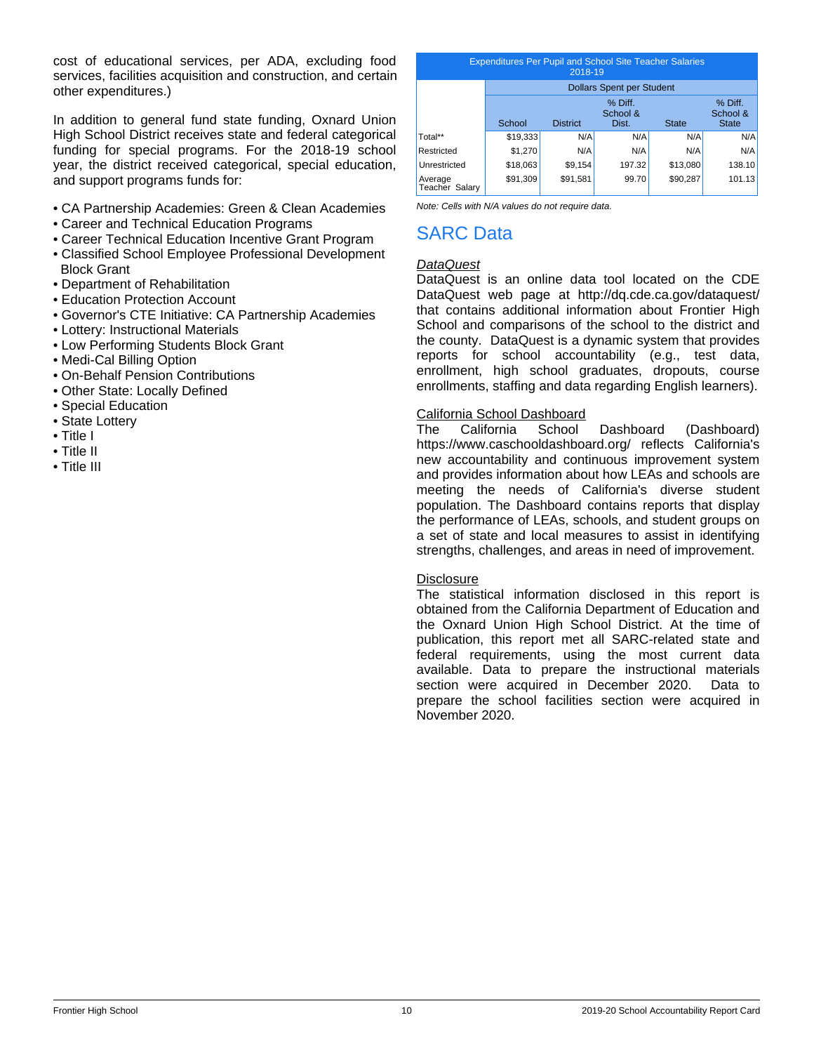cost of educational services, per ADA, excluding food services, facilities acquisition and construction, and certain other expenditures.)

In addition to general fund state funding, Oxnard Union High School District receives state and federal categorical funding for special programs. For the 2018-19 school year, the district received categorical, special education, and support programs funds for:

- CA Partnership Academies: Green & Clean Academies
- Career and Technical Education Programs
- Career Technical Education Incentive Grant Program
- Classified School Employee Professional Development Block Grant
- Department of Rehabilitation
- Education Protection Account
- Governor's CTE Initiative: CA Partnership Academies
- Lottery: Instructional Materials
- Low Performing Students Block Grant
- Medi-Cal Billing Option
- On-Behalf Pension Contributions
- Other State: Locally Defined
- Special Education
- State Lottery
- Title I
- Title II
- Title III

**Expenditures Per Pupil and School Site Teacher Salaries 2018-19**

| | Dollars Spent per Student | | | | |
|---|---|---|---|---|---|
| | School | District | % Diff. School & Dist. | State | % Diff. School & State |
| Total** | $19,333 | N/A | N/A | N/A | N/A |
| Restricted | $1,270 | N/A | N/A | N/A | N/A |
| Unrestricted | $18,063 | $9,154 | 197.32 | $13,080 | 138.10 |
| Average Teacher Salary | $91,309 | $91,581 | 99.70 | $90,287 | 101.13 |

*Note: Cells with N/A values do not require data.*

## SARC Data

*DataQuest*

DataQuest is an online data tool located on the CDE DataQuest web page at http://dq.cde.ca.gov/dataquest/ that contains additional information about Frontier High School and comparisons of the school to the district and the county. DataQuest is a dynamic system that provides reports for school accountability (e.g., test data, enrollment, high school graduates, dropouts, course enrollments, staffing and data regarding English learners).

California School Dashboard

The California School Dashboard (Dashboard) https://www.caschooldashboard.org/ reflects California's new accountability and continuous improvement system and provides information about how LEAs and schools are meeting the needs of California's diverse student population. The Dashboard contains reports that display the performance of LEAs, schools, and student groups on a set of state and local measures to assist in identifying strengths, challenges, and areas in need of improvement.

Disclosure

The statistical information disclosed in this report is obtained from the California Department of Education and the Oxnard Union High School District. At the time of publication, this report met all SARC-related state and federal requirements, using the most current data available. Data to prepare the instructional materials section were acquired in December 2020. Data to prepare the school facilities section were acquired in November 2020.